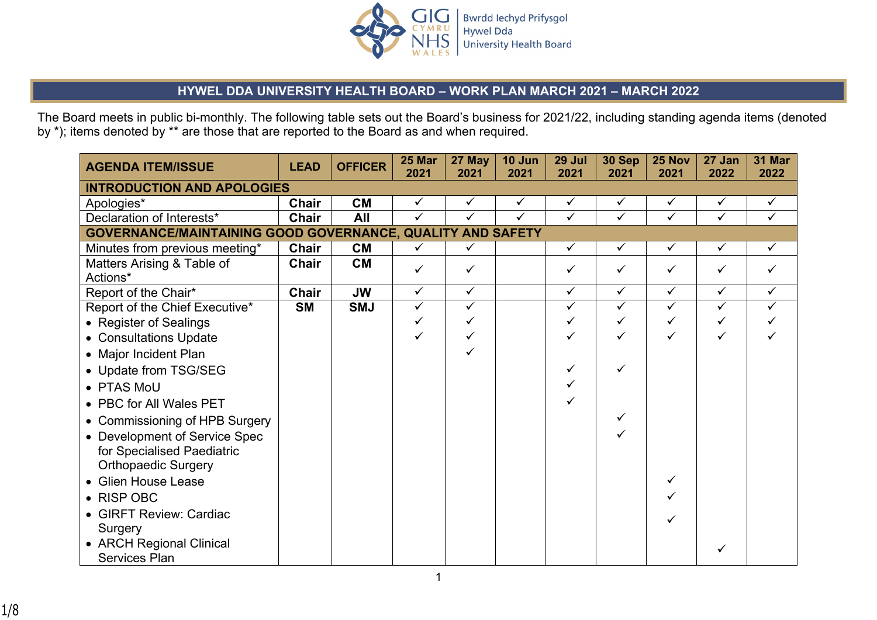# HYWEL DDA UNIVERSITY HEALTH BOARD – WORK PLAN MARCH 2021 – MARCH 2022

The Board meets in public bi-monthly. The following table sets out the Board's business for 2021/22, including standing agenda items (denoted by *); items denoted by ** are those that are reported to the Board as and when required.

| AGENDA ITEM/ISSUE | LEAD | OFFICER | 25 Mar 2021 | 27 May 2021 | 10 Jun 2021 | 29 Jul 2021 | 30 Sep 2021 | 25 Nov 2021 | 27 Jan 2022 | 31 Mar 2022 |
|---|---|---|---|---|---|---|---|---|---|---|
| **INTRODUCTION AND APOLOGIES** | | | | | | | | | | |
| Apologies* | **Chair** | **CM** | ✓ | ✓ | ✓ | ✓ | ✓ | ✓ | ✓ | ✓ |
| Declaration of Interests* | **Chair** | **All** | ✓ | ✓ | ✓ | ✓ | ✓ | ✓ | ✓ | ✓ |
| **GOVERNANCE/MAINTAINING GOOD GOVERNANCE, QUALITY AND SAFETY** | | | | | | | | | | |
| Minutes from previous meeting* | **Chair** | **CM** | ✓ | ✓ | | ✓ | ✓ | ✓ | ✓ | ✓ |
| Matters Arising & Table of Actions* | **Chair** | **CM** | ✓ | ✓ | | ✓ | ✓ | ✓ | ✓ | ✓ |
| Report of the Chair* | **Chair** | **JW** | ✓ | ✓ | | ✓ | ✓ | ✓ | ✓ | ✓ |
| Report of the Chief Executive* | **SM** | **SMJ** | ✓ | ✓ | | ✓ | ✓ | ✓ | ✓ | ✓ |
| • Register of Sealings | | | ✓ | ✓ | | ✓ | ✓ | ✓ | ✓ | ✓ |
| • Consultations Update | | | ✓ | ✓ | | ✓ | ✓ | ✓ | ✓ | ✓ |
| • Major Incident Plan | | | | ✓ | | | | | | |
| • Update from TSG/SEG | | | | | | ✓ | ✓ | | | |
| • PTAS MoU | | | | | | ✓ | | | | |
| • PBC for All Wales PET | | | | | | ✓ | | | | |
| • Commissioning of HPB Surgery | | | | | | | ✓ | | | |
| • Development of Service Spec for Specialised Paediatric Orthopaedic Surgery | | | | | | | ✓ | | | |
| • Glien House Lease | | | | | | | | ✓ | | |
| • RISP OBC | | | | | | | | ✓ | | |
| • GIRFT Review: Cardiac Surgery | | | | | | | | ✓ | | |
| • ARCH Regional Clinical Services Plan | | | | | | | | | ✓ | |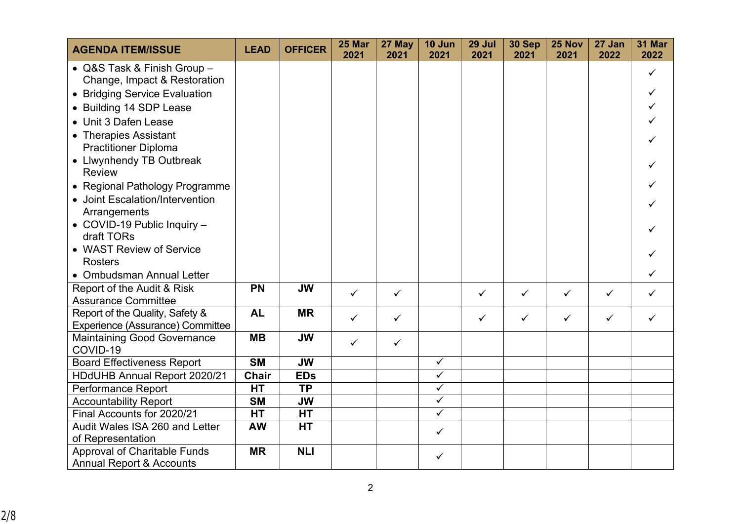| AGENDA ITEM/ISSUE | LEAD | OFFICER | 25 Mar 2021 | 27 May 2021 | 10 Jun 2021 | 29 Jul 2021 | 30 Sep 2021 | 25 Nov 2021 | 27 Jan 2022 | 31 Mar 2022 |
|---|---|---|---|---|---|---|---|---|---|---|
| • Q&S Task & Finish Group – Change, Impact & Restoration | | | | | | | | | | ✓ |
| • Bridging Service Evaluation | | | | | | | | | | ✓ |
| • Building 14 SDP Lease | | | | | | | | | | ✓ |
| • Unit 3 Dafen Lease | | | | | | | | | | ✓ |
| • Therapies Assistant Practitioner Diploma | | | | | | | | | | ✓ |
| • Llwynhendy TB Outbreak Review | | | | | | | | | | ✓ |
| • Regional Pathology Programme | | | | | | | | | | ✓ |
| • Joint Escalation/Intervention Arrangements | | | | | | | | | | ✓ |
| • COVID-19 Public Inquiry – draft TORs | | | | | | | | | | ✓ |
| • WAST Review of Service Rosters | | | | | | | | | | ✓ |
| • Ombudsman Annual Letter | | | | | | | | | | ✓ |
| Report of the Audit & Risk Assurance Committee | **PN** | **JW** | ✓ | ✓ | | ✓ | ✓ | ✓ | ✓ | ✓ |
| Report of the Quality, Safety & Experience (Assurance) Committee | **AL** | **MR** | ✓ | ✓ | | ✓ | ✓ | ✓ | ✓ | ✓ |
| Maintaining Good Governance COVID-19 | **MB** | **JW** | ✓ | ✓ | | | | | | |
| Board Effectiveness Report | **SM** | **JW** | | | ✓ | | | | | |
| HDdUHB Annual Report 2020/21 | **Chair** | **EDs** | | | ✓ | | | | | |
| Performance Report | **HT** | **TP** | | | ✓ | | | | | |
| Accountability Report | **SM** | **JW** | | | ✓ | | | | | |
| Final Accounts for 2020/21 | **HT** | **HT** | | | ✓ | | | | | |
| Audit Wales ISA 260 and Letter of Representation | **AW** | **HT** | | | ✓ | | | | | |
| Approval of Charitable Funds Annual Report & Accounts | **MR** | **NLl** | | | ✓ | | | | | |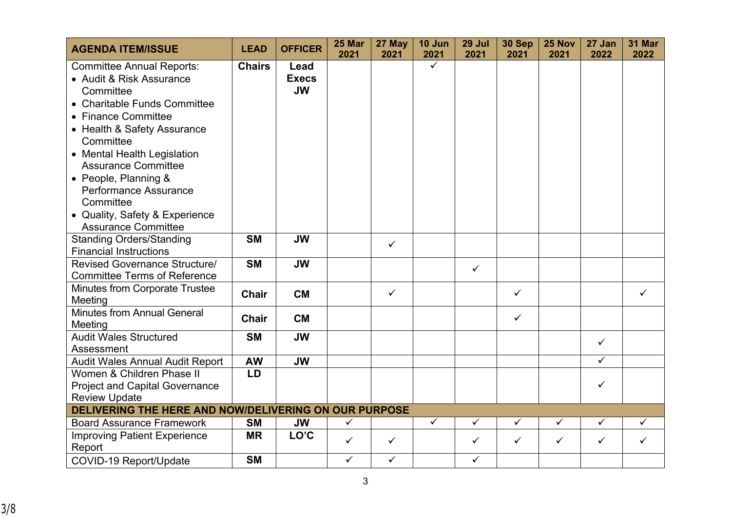| AGENDA ITEM/ISSUE | LEAD | OFFICER | 25 Mar 2021 | 27 May 2021 | 10 Jun 2021 | 29 Jul 2021 | 30 Sep 2021 | 25 Nov 2021 | 27 Jan 2022 | 31 Mar 2022 |
|---|---|---|---|---|---|---|---|---|---|---|
| Committee Annual Reports:<br>• Audit & Risk Assurance Committee<br>• Charitable Funds Committee<br>• Finance Committee<br>• Health & Safety Assurance Committee<br>• Mental Health Legislation Assurance Committee<br>• People, Planning & Performance Assurance Committee<br>• Quality, Safety & Experience Assurance Committee | **Chairs** | **Lead Execs JW** | | | ✓ | | | | | |
| Standing Orders/Standing Financial Instructions | **SM** | **JW** | | ✓ | | | | | | |
| Revised Governance Structure/ Committee Terms of Reference | **SM** | **JW** | | | | ✓ | | | | |
| Minutes from Corporate Trustee Meeting | **Chair** | **CM** | | ✓ | | | ✓ | | | ✓ |
| Minutes from Annual General Meeting | **Chair** | **CM** | | | | | ✓ | | | |
| Audit Wales Structured Assessment | **SM** | **JW** | | | | | | | ✓ | |
| Audit Wales Annual Audit Report | **AW** | **JW** | | | | | | | ✓ | |
| Women & Children Phase II Project and Capital Governance Review Update | **LD** | | | | | | | | ✓ | |
| **DELIVERING THE HERE AND NOW/DELIVERING ON OUR PURPOSE** | | | | | | | | | | |
| Board Assurance Framework | **SM** | **JW** | ✓ | | ✓ | ✓ | ✓ | ✓ | ✓ | ✓ |
| Improving Patient Experience Report | **MR** | **LO'C** | ✓ | ✓ | | ✓ | ✓ | ✓ | ✓ | ✓ |
| COVID-19 Report/Update | **SM** | | ✓ | ✓ | | ✓ | | | | |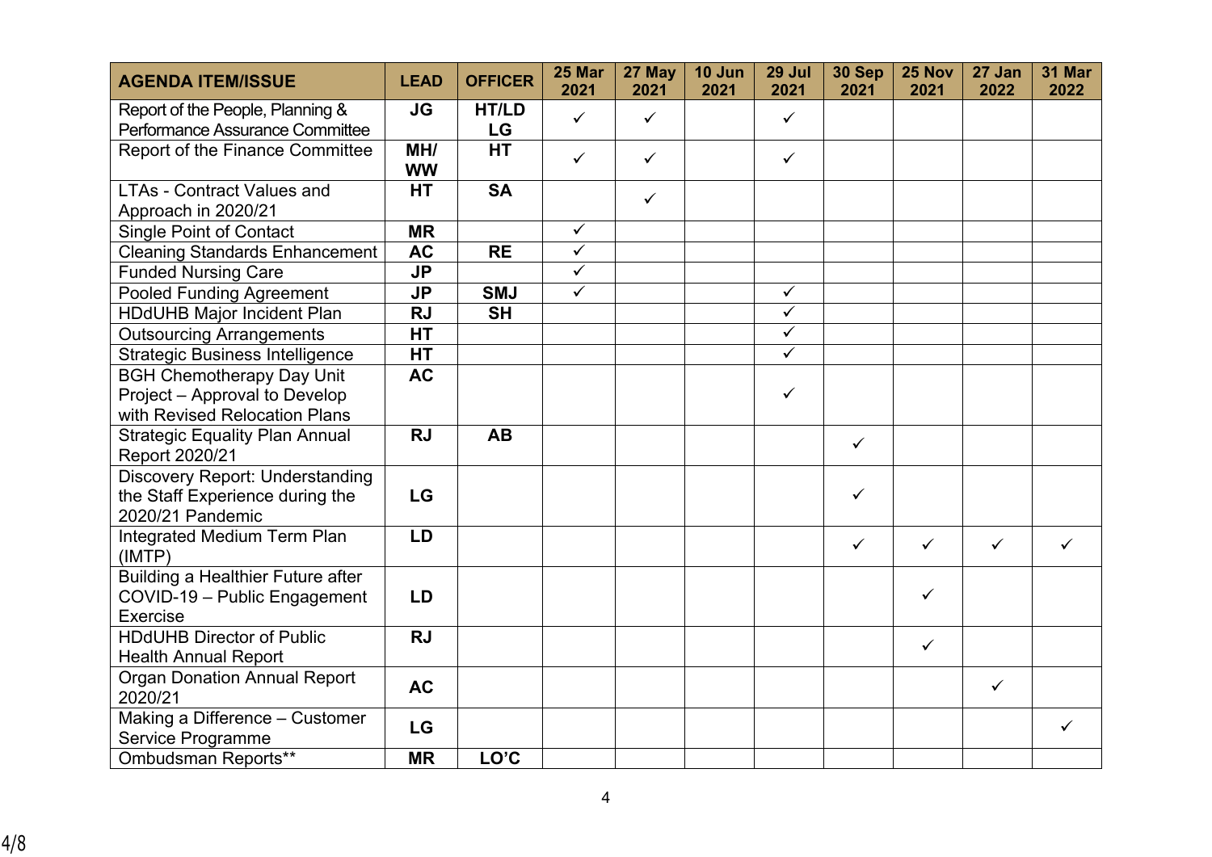| AGENDA ITEM/ISSUE | LEAD | OFFICER | 25 Mar 2021 | 27 May 2021 | 10 Jun 2021 | 29 Jul 2021 | 30 Sep 2021 | 25 Nov 2021 | 27 Jan 2022 | 31 Mar 2022 |
|---|---|---|---|---|---|---|---|---|---|---|
| Report of the People, Planning & Performance Assurance Committee | JG | HT/LD LG | ✓ | ✓ | | ✓ | | | | |
| Report of the Finance Committee | MH/ WW | HT | ✓ | ✓ | | ✓ | | | | |
| LTAs - Contract Values and Approach in 2020/21 | HT | SA | | ✓ | | | | | | |
| Single Point of Contact | MR | | ✓ | | | | | | | |
| Cleaning Standards Enhancement | AC | RE | ✓ | | | | | | | |
| Funded Nursing Care | JP | | ✓ | | | | | | | |
| Pooled Funding Agreement | JP | SMJ | ✓ | | | ✓ | | | | |
| HDdUHB Major Incident Plan | RJ | SH | | | | ✓ | | | | |
| Outsourcing Arrangements | HT | | | | | ✓ | | | | |
| Strategic Business Intelligence | HT | | | | | ✓ | | | | |
| BGH Chemotherapy Day Unit Project – Approval to Develop with Revised Relocation Plans | AC | | | | | ✓ | | | | |
| Strategic Equality Plan Annual Report 2020/21 | RJ | AB | | | | | ✓ | | | |
| Discovery Report: Understanding the Staff Experience during the 2020/21 Pandemic | LG | | | | | | ✓ | | | |
| Integrated Medium Term Plan (IMTP) | LD | | | | | | ✓ | ✓ | ✓ | ✓ |
| Building a Healthier Future after COVID-19 – Public Engagement Exercise | LD | | | | | | | ✓ | | |
| HDdUHB Director of Public Health Annual Report | RJ | | | | | | | ✓ | | |
| Organ Donation Annual Report 2020/21 | AC | | | | | | | | ✓ | |
| Making a Difference – Customer Service Programme | LG | | | | | | | | | ✓ |
| Ombudsman Reports** | MR | LO'C | | | | | | | | |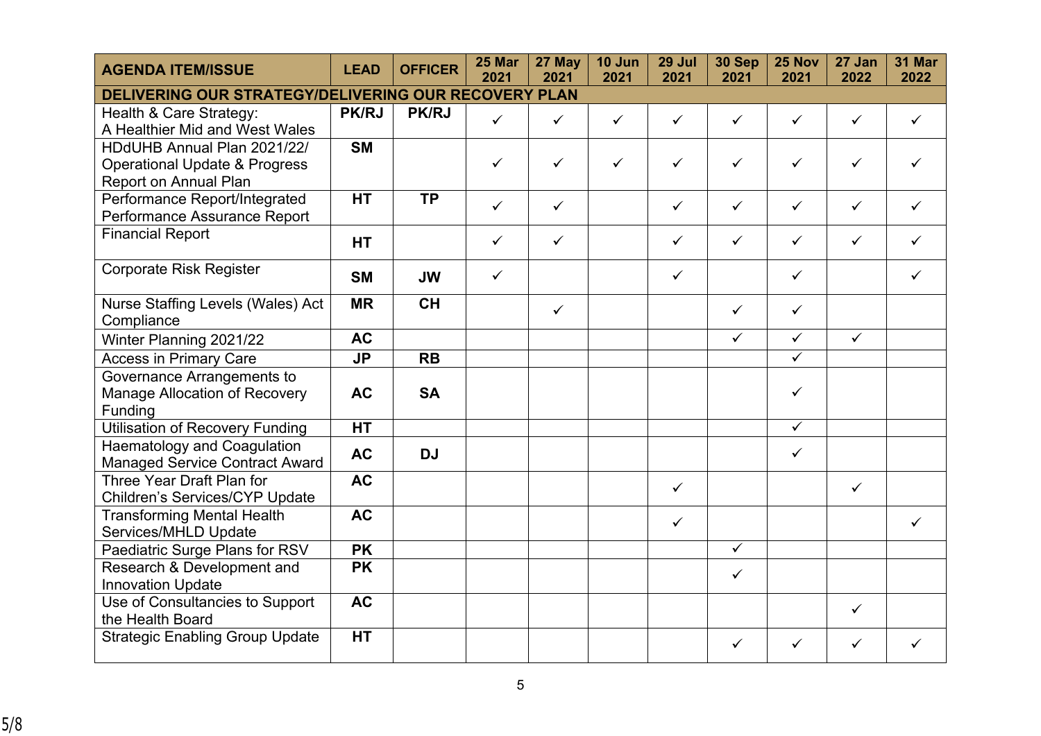| AGENDA ITEM/ISSUE | LEAD | OFFICER | 25 Mar 2021 | 27 May 2021 | 10 Jun 2021 | 29 Jul 2021 | 30 Sep 2021 | 25 Nov 2021 | 27 Jan 2022 | 31 Mar 2022 |
|---|---|---|---|---|---|---|---|---|---|---|
| **DELIVERING OUR STRATEGY/DELIVERING OUR RECOVERY PLAN** | | | | | | | | | | |
| Health & Care Strategy: A Healthier Mid and West Wales | **PK/RJ** | **PK/RJ** | ✓ | ✓ | ✓ | ✓ | ✓ | ✓ | ✓ | ✓ |
| HDdUHB Annual Plan 2021/22/ Operational Update & Progress Report on Annual Plan | **SM** | | ✓ | ✓ | ✓ | ✓ | ✓ | ✓ | ✓ | ✓ |
| Performance Report/Integrated Performance Assurance Report | **HT** | **TP** | ✓ | ✓ | | ✓ | ✓ | ✓ | ✓ | ✓ |
| Financial Report | **HT** | | ✓ | ✓ | | ✓ | ✓ | ✓ | ✓ | ✓ |
| Corporate Risk Register | **SM** | **JW** | ✓ | | | ✓ | | ✓ | | ✓ |
| Nurse Staffing Levels (Wales) Act Compliance | **MR** | **CH** | | ✓ | | | ✓ | ✓ | | |
| Winter Planning 2021/22 | **AC** | | | | | | ✓ | ✓ | ✓ | |
| Access in Primary Care | **JP** | **RB** | | | | | | ✓ | | |
| Governance Arrangements to Manage Allocation of Recovery Funding | **AC** | **SA** | | | | | | ✓ | | |
| Utilisation of Recovery Funding | **HT** | | | | | | | ✓ | | |
| Haematology and Coagulation Managed Service Contract Award | **AC** | **DJ** | | | | | | ✓ | | |
| Three Year Draft Plan for Children's Services/CYP Update | **AC** | | | | | ✓ | | | ✓ | |
| Transforming Mental Health Services/MHLD Update | **AC** | | | | | ✓ | | | | ✓ |
| Paediatric Surge Plans for RSV | **PK** | | | | | | ✓ | | | |
| Research & Development and Innovation Update | **PK** | | | | | | ✓ | | | |
| Use of Consultancies to Support the Health Board | **AC** | | | | | | | | ✓ | |
| Strategic Enabling Group Update | **HT** | | | | | | ✓ | ✓ | ✓ | ✓ |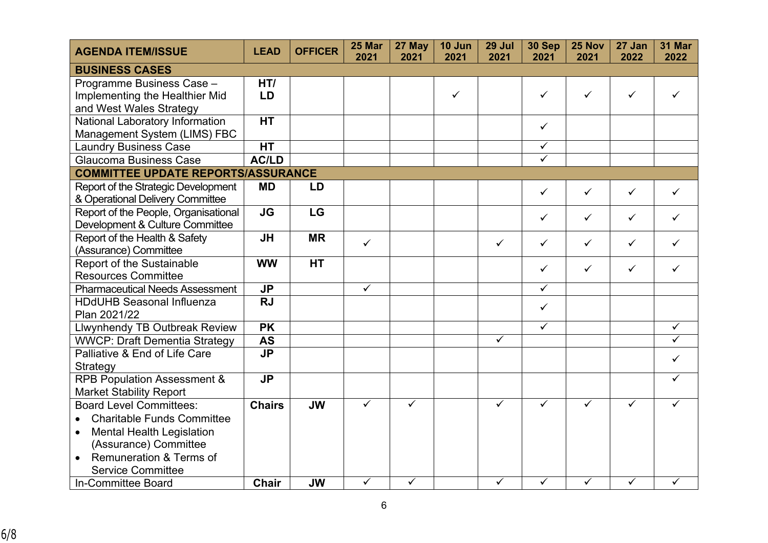| AGENDA ITEM/ISSUE | LEAD | OFFICER | 25 Mar 2021 | 27 May 2021 | 10 Jun 2021 | 29 Jul 2021 | 30 Sep 2021 | 25 Nov 2021 | 27 Jan 2022 | 31 Mar 2022 |
|---|---|---|---|---|---|---|---|---|---|---|
| **BUSINESS CASES** | | | | | | | | | | |
| Programme Business Case – Implementing the Healthier Mid and West Wales Strategy | HT/ LD | | | | ✓ | | ✓ | ✓ | ✓ | ✓ |
| National Laboratory Information Management System (LIMS) FBC | HT | | | | | | ✓ | | | |
| Laundry Business Case | HT | | | | | | ✓ | | | |
| Glaucoma Business Case | AC/LD | | | | | | ✓ | | | |
| **COMMITTEE UPDATE REPORTS/ASSURANCE** | | | | | | | | | | |
| Report of the Strategic Development & Operational Delivery Committee | MD | LD | | | | | ✓ | ✓ | ✓ | ✓ |
| Report of the People, Organisational Development & Culture Committee | JG | LG | | | | | ✓ | ✓ | ✓ | ✓ |
| Report of the Health & Safety (Assurance) Committee | JH | MR | ✓ | | | ✓ | ✓ | ✓ | ✓ | ✓ |
| Report of the Sustainable Resources Committee | WW | HT | | | | | ✓ | ✓ | ✓ | ✓ |
| Pharmaceutical Needs Assessment | JP | | ✓ | | | | ✓ | | | |
| HDdUHB Seasonal Influenza Plan 2021/22 | RJ | | | | | | ✓ | | | |
| Llwynhendy TB Outbreak Review | PK | | | | | | ✓ | | | ✓ |
| WWCP: Draft Dementia Strategy | AS | | | | | ✓ | | | | ✓ |
| Palliative & End of Life Care Strategy | JP | | | | | | | | | ✓ |
| RPB Population Assessment & Market Stability Report | JP | | | | | | | | | ✓ |
| Board Level Committees:<br>• Charitable Funds Committee<br>• Mental Health Legislation (Assurance) Committee<br>• Remuneration & Terms of Service Committee | Chairs | JW | ✓ | ✓ | | ✓ | ✓ | ✓ | ✓ | ✓ |
| In-Committee Board | Chair | JW | ✓ | ✓ | | ✓ | ✓ | ✓ | ✓ | ✓ |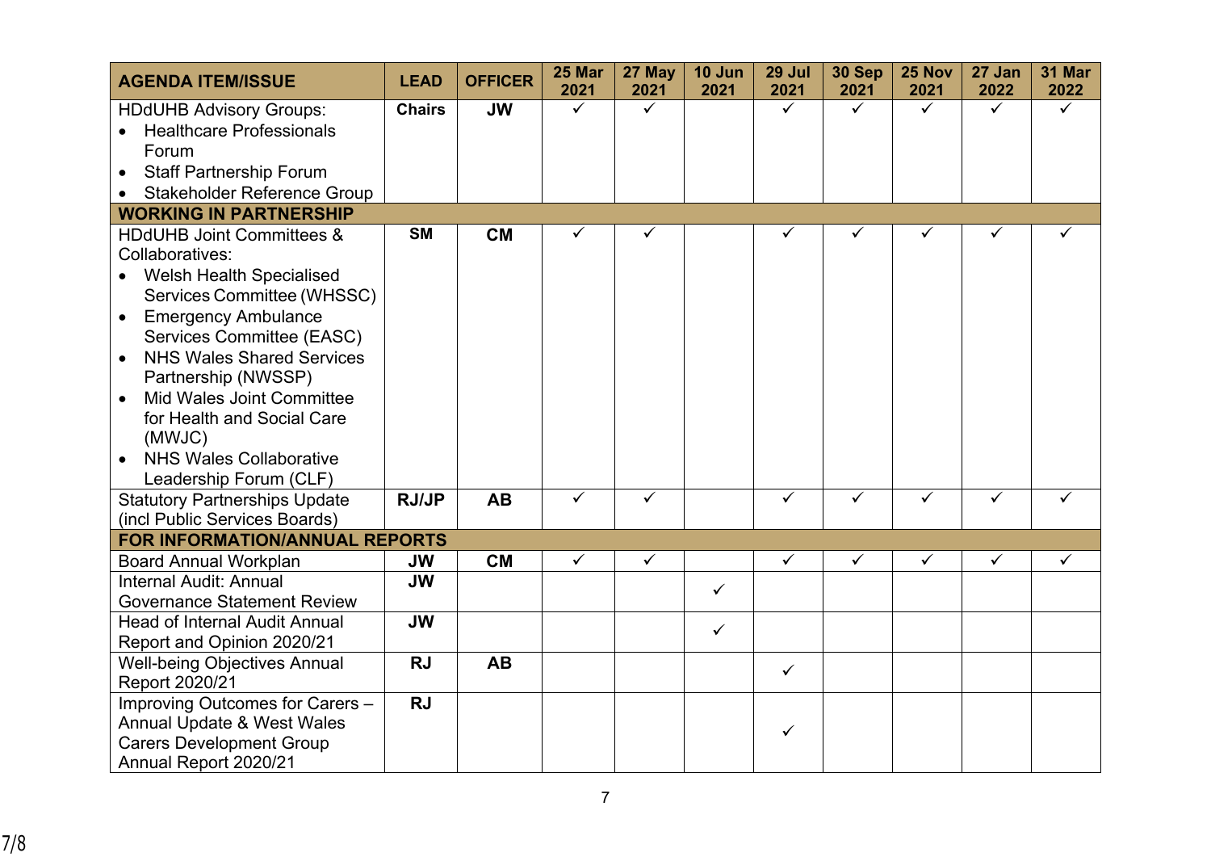| AGENDA ITEM/ISSUE | LEAD | OFFICER | 25 Mar 2021 | 27 May 2021 | 10 Jun 2021 | 29 Jul 2021 | 30 Sep 2021 | 25 Nov 2021 | 27 Jan 2022 | 31 Mar 2022 |
|---|---|---|---|---|---|---|---|---|---|---|
| HDdUHB Advisory Groups:<br>• Healthcare Professionals Forum<br>• Staff Partnership Forum<br>• Stakeholder Reference Group | **Chairs** | **JW** | ✓ | ✓ | | ✓ | ✓ | ✓ | ✓ | ✓ |
| **WORKING IN PARTNERSHIP** | | | | | | | | | | |
| HDdUHB Joint Committees & Collaboratives:<br>• Welsh Health Specialised Services Committee (WHSSC)<br>• Emergency Ambulance Services Committee (EASC)<br>• NHS Wales Shared Services Partnership (NWSSP)<br>• Mid Wales Joint Committee for Health and Social Care (MWJC)<br>• NHS Wales Collaborative Leadership Forum (CLF) | **SM** | **CM** | ✓ | ✓ | | ✓ | ✓ | ✓ | ✓ | ✓ |
| Statutory Partnerships Update (incl Public Services Boards) | **RJ/JP** | **AB** | ✓ | ✓ | | ✓ | ✓ | ✓ | ✓ | ✓ |
| **FOR INFORMATION/ANNUAL REPORTS** | | | | | | | | | | |
| Board Annual Workplan | **JW** | **CM** | ✓ | ✓ | | ✓ | ✓ | ✓ | ✓ | ✓ |
| Internal Audit: Annual Governance Statement Review | **JW** | | | | ✓ | | | | | |
| Head of Internal Audit Annual Report and Opinion 2020/21 | **JW** | | | | ✓ | | | | | |
| Well-being Objectives Annual Report 2020/21 | **RJ** | **AB** | | | | ✓ | | | | |
| Improving Outcomes for Carers – Annual Update & West Wales Carers Development Group Annual Report 2020/21 | **RJ** | | | | | ✓ | | | | |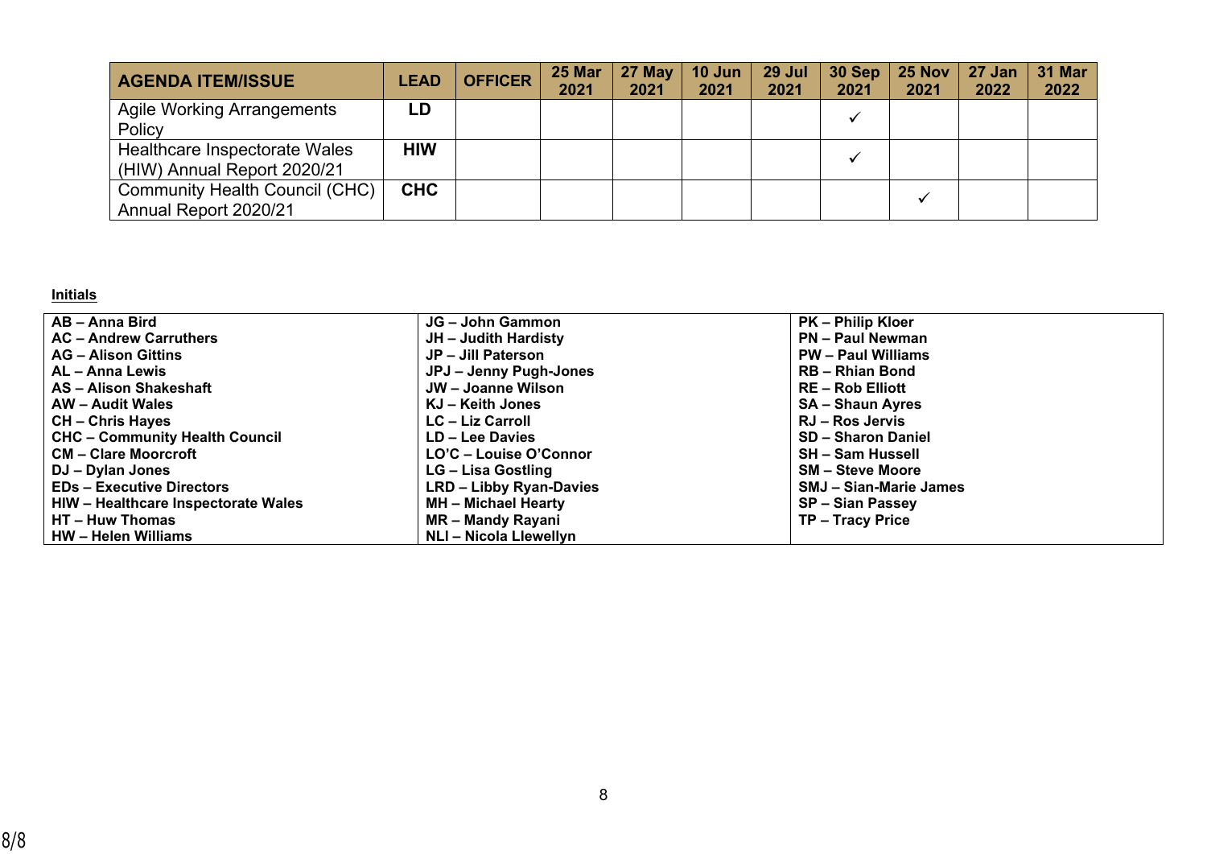| AGENDA ITEM/ISSUE | LEAD | OFFICER | 25 Mar 2021 | 27 May 2021 | 10 Jun 2021 | 29 Jul 2021 | 30 Sep 2021 | 25 Nov 2021 | 27 Jan 2022 | 31 Mar 2022 |
|---|---|---|---|---|---|---|---|---|---|---|
| Agile Working Arrangements Policy | **LD** | | | | | | ✓ | | | |
| Healthcare Inspectorate Wales (HIW) Annual Report 2020/21 | **HIW** | | | | | | ✓ | | | |
| Community Health Council (CHC) Annual Report 2020/21 | **CHC** | | | | | | | ✓ | | |

**Initials**

| | | |
|---|---|---|
| **AB – Anna Bird** | **JG – John Gammon** | **PK – Philip Kloer** |
| **AC – Andrew Carruthers** | **JH – Judith Hardisty** | **PN – Paul Newman** |
| **AG – Alison Gittins** | **JP – Jill Paterson** | **PW – Paul Williams** |
| **AL – Anna Lewis** | **JPJ – Jenny Pugh-Jones** | **RB – Rhian Bond** |
| **AS – Alison Shakeshaft** | **JW – Joanne Wilson** | **RE – Rob Elliott** |
| **AW – Audit Wales** | **KJ – Keith Jones** | **SA – Shaun Ayres** |
| **CH – Chris Hayes** | **LC – Liz Carroll** | **RJ – Ros Jervis** |
| **CHC – Community Health Council** | **LD – Lee Davies** | **SD – Sharon Daniel** |
| **CM – Clare Moorcroft** | **LO'C – Louise O'Connor** | **SH – Sam Hussell** |
| **DJ – Dylan Jones** | **LG – Lisa Gostling** | **SM – Steve Moore** |
| **EDs – Executive Directors** | **LRD – Libby Ryan-Davies** | **SMJ – Sian-Marie James** |
| **HIW – Healthcare Inspectorate Wales** | **MH – Michael Hearty** | **SP – Sian Passey** |
| **HT – Huw Thomas** | **MR – Mandy Rayani** | **TP – Tracy Price** |
| **HW – Helen Williams** | **NLl – Nicola Llewellyn** | |